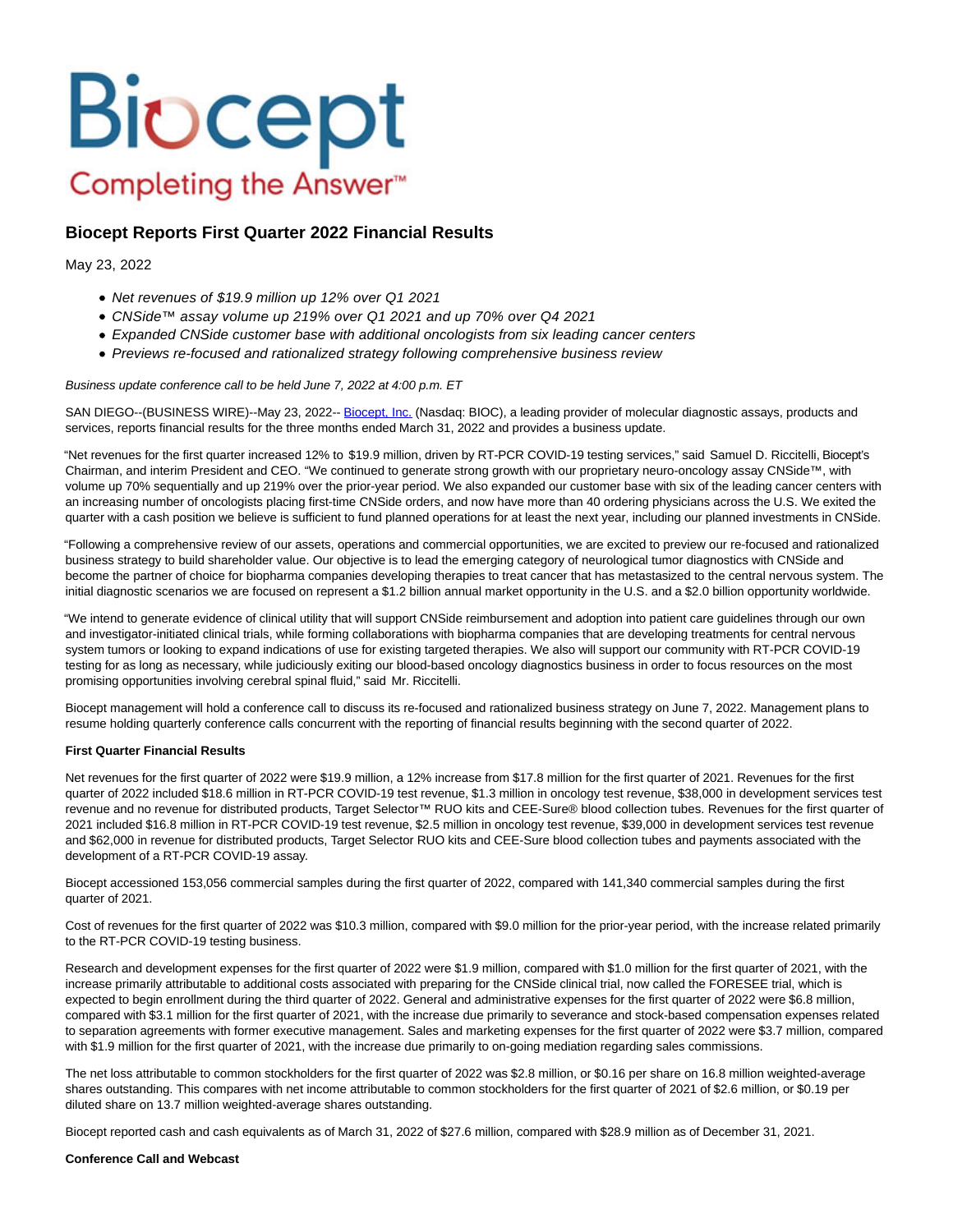Biocept

Completing the Answer™

# Biocept Reports First Quarter 2022 Financial Results

May 23, 2022

- *Net revenues of $19.9 million up 12% over Q1 2021*
- *CNSide™ assay volume up 219% over Q1 2021 and up 70% over Q4 2021*
- *Expanded CNSide customer base with additional oncologists from six leading cancer centers*
- *Previews re-focused and rationalized strategy following comprehensive business review*

*Business update conference call to be held June 7, 2022 at 4:00 p.m. ET*

SAN DIEGO--(BUSINESS WIRE)--May 23, 2022-- Biocept, Inc. (Nasdaq: BIOC), a leading provider of molecular diagnostic assays, products and services, reports financial results for the three months ended March 31, 2022 and provides a business update.

"Net revenues for the first quarter increased 12% to $19.9 million, driven by RT-PCR COVID-19 testing services," said Samuel D. Riccitelli, Biocept's Chairman, and interim President and CEO. "We continued to generate strong growth with our proprietary neuro-oncology assay CNSide™, with volume up 70% sequentially and up 219% over the prior-year period. We also expanded our customer base with six of the leading cancer centers with an increasing number of oncologists placing first-time CNSide orders, and now have more than 40 ordering physicians across the U.S. We exited the quarter with a cash position we believe is sufficient to fund planned operations for at least the next year, including our planned investments in CNSide.

"Following a comprehensive review of our assets, operations and commercial opportunities, we are excited to preview our re-focused and rationalized business strategy to build shareholder value. Our objective is to lead the emerging category of neurological tumor diagnostics with CNSide and become the partner of choice for biopharma companies developing therapies to treat cancer that has metastasized to the central nervous system. The initial diagnostic scenarios we are focused on represent a $1.2 billion annual market opportunity in the U.S. and a $2.0 billion opportunity worldwide.

"We intend to generate evidence of clinical utility that will support CNSide reimbursement and adoption into patient care guidelines through our own and investigator-initiated clinical trials, while forming collaborations with biopharma companies that are developing treatments for central nervous system tumors or looking to expand indications of use for existing targeted therapies. We also will support our community with RT-PCR COVID-19 testing for as long as necessary, while judiciously exiting our blood-based oncology diagnostics business in order to focus resources on the most promising opportunities involving cerebral spinal fluid," said Mr. Riccitelli.

Biocept management will hold a conference call to discuss its re-focused and rationalized business strategy on June 7, 2022. Management plans to resume holding quarterly conference calls concurrent with the reporting of financial results beginning with the second quarter of 2022.

**First Quarter Financial Results**

Net revenues for the first quarter of 2022 were $19.9 million, a 12% increase from $17.8 million for the first quarter of 2021. Revenues for the first quarter of 2022 included $18.6 million in RT-PCR COVID-19 test revenue, $1.3 million in oncology test revenue, $38,000 in development services test revenue and no revenue for distributed products, Target Selector™ RUO kits and CEE-Sure® blood collection tubes. Revenues for the first quarter of 2021 included $16.8 million in RT-PCR COVID-19 test revenue, $2.5 million in oncology test revenue, $39,000 in development services test revenue and $62,000 in revenue for distributed products, Target Selector RUO kits and CEE-Sure blood collection tubes and payments associated with the development of a RT-PCR COVID-19 assay.

Biocept accessioned 153,056 commercial samples during the first quarter of 2022, compared with 141,340 commercial samples during the first quarter of 2021.

Cost of revenues for the first quarter of 2022 was $10.3 million, compared with $9.0 million for the prior-year period, with the increase related primarily to the RT-PCR COVID-19 testing business.

Research and development expenses for the first quarter of 2022 were $1.9 million, compared with $1.0 million for the first quarter of 2021, with the increase primarily attributable to additional costs associated with preparing for the CNSide clinical trial, now called the FORESEE trial, which is expected to begin enrollment during the third quarter of 2022. General and administrative expenses for the first quarter of 2022 were $6.8 million, compared with $3.1 million for the first quarter of 2021, with the increase due primarily to severance and stock-based compensation expenses related to separation agreements with former executive management. Sales and marketing expenses for the first quarter of 2022 were $3.7 million, compared with $1.9 million for the first quarter of 2021, with the increase due primarily to on-going mediation regarding sales commissions.

The net loss attributable to common stockholders for the first quarter of 2022 was $2.8 million, or $0.16 per share on 16.8 million weighted-average shares outstanding. This compares with net income attributable to common stockholders for the first quarter of 2021 of $2.6 million, or $0.19 per diluted share on 13.7 million weighted-average shares outstanding.

Biocept reported cash and cash equivalents as of March 31, 2022 of $27.6 million, compared with $28.9 million as of December 31, 2021.

**Conference Call and Webcast**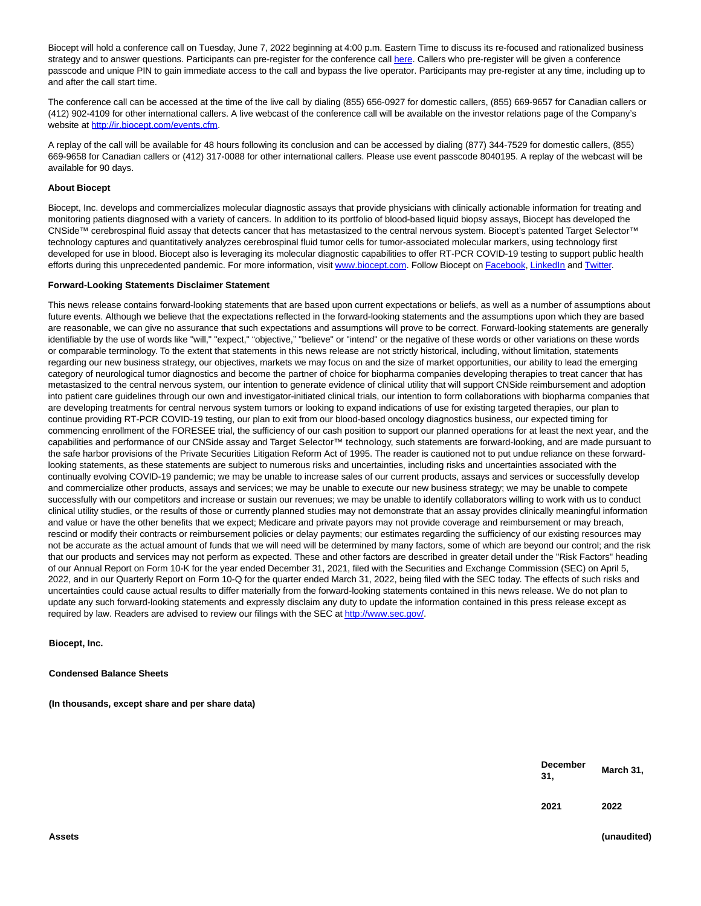Biocept will hold a conference call on Tuesday, June 7, 2022 beginning at 4:00 p.m. Eastern Time to discuss its re-focused and rationalized business strategy and to answer questions. Participants can pre-register for the conference call here. Callers who pre-register will be given a conference passcode and unique PIN to gain immediate access to the call and bypass the live operator. Participants may pre-register at any time, including up to and after the call start time.

The conference call can be accessed at the time of the live call by dialing (855) 656-0927 for domestic callers, (855) 669-9657 for Canadian callers or (412) 902-4109 for other international callers. A live webcast of the conference call will be available on the investor relations page of the Company's website at http://ir.biocept.com/events.cfm.

A replay of the call will be available for 48 hours following its conclusion and can be accessed by dialing (877) 344-7529 for domestic callers, (855) 669-9658 for Canadian callers or (412) 317-0088 for other international callers. Please use event passcode 8040195. A replay of the webcast will be available for 90 days.

**About Biocept**

Biocept, Inc. develops and commercializes molecular diagnostic assays that provide physicians with clinically actionable information for treating and monitoring patients diagnosed with a variety of cancers. In addition to its portfolio of blood-based liquid biopsy assays, Biocept has developed the CNSide™ cerebrospinal fluid assay that detects cancer that has metastasized to the central nervous system. Biocept's patented Target Selector™ technology captures and quantitatively analyzes cerebrospinal fluid tumor cells for tumor-associated molecular markers, using technology first developed for use in blood. Biocept also is leveraging its molecular diagnostic capabilities to offer RT-PCR COVID-19 testing to support public health efforts during this unprecedented pandemic. For more information, visit www.biocept.com. Follow Biocept on Facebook, LinkedIn and Twitter.

**Forward-Looking Statements Disclaimer Statement**

This news release contains forward-looking statements that are based upon current expectations or beliefs, as well as a number of assumptions about future events. Although we believe that the expectations reflected in the forward-looking statements and the assumptions upon which they are based are reasonable, we can give no assurance that such expectations and assumptions will prove to be correct. Forward-looking statements are generally identifiable by the use of words like "will," "expect," "objective," "believe" or "intend" or the negative of these words or other variations on these words or comparable terminology. To the extent that statements in this news release are not strictly historical, including, without limitation, statements regarding our new business strategy, our objectives, markets we may focus on and the size of market opportunities, our ability to lead the emerging category of neurological tumor diagnostics and become the partner of choice for biopharma companies developing therapies to treat cancer that has metastasized to the central nervous system, our intention to generate evidence of clinical utility that will support CNSide reimbursement and adoption into patient care guidelines through our own and investigator-initiated clinical trials, our intention to form collaborations with biopharma companies that are developing treatments for central nervous system tumors or looking to expand indications of use for existing targeted therapies, our plan to continue providing RT-PCR COVID-19 testing, our plan to exit from our blood-based oncology diagnostics business, our expected timing for commencing enrollment of the FORESEE trial, the sufficiency of our cash position to support our planned operations for at least the next year, and the capabilities and performance of our CNSide assay and Target Selector™ technology, such statements are forward-looking, and are made pursuant to the safe harbor provisions of the Private Securities Litigation Reform Act of 1995. The reader is cautioned not to put undue reliance on these forward-looking statements, as these statements are subject to numerous risks and uncertainties, including risks and uncertainties associated with the continually evolving COVID-19 pandemic; we may be unable to increase sales of our current products, assays and services or successfully develop and commercialize other products, assays and services; we may be unable to execute our new business strategy; we may be unable to compete successfully with our competitors and increase or sustain our revenues; we may be unable to identify collaborators willing to work with us to conduct clinical utility studies, or the results of those or currently planned studies may not demonstrate that an assay provides clinically meaningful information and value or have the other benefits that we expect; Medicare and private payors may not provide coverage and reimbursement or may breach, rescind or modify their contracts or reimbursement policies or delay payments; our estimates regarding the sufficiency of our existing resources may not be accurate as the actual amount of funds that we will need will be determined by many factors, some of which are beyond our control; and the risk that our products and services may not perform as expected. These and other factors are described in greater detail under the "Risk Factors" heading of our Annual Report on Form 10-K for the year ended December 31, 2021, filed with the Securities and Exchange Commission (SEC) on April 5, 2022, and in our Quarterly Report on Form 10-Q for the quarter ended March 31, 2022, being filed with the SEC today. The effects of such risks and uncertainties could cause actual results to differ materially from the forward-looking statements contained in this news release. We do not plan to update any such forward-looking statements and expressly disclaim any duty to update the information contained in this press release except as required by law. Readers are advised to review our filings with the SEC at http://www.sec.gov/.

**Biocept, Inc.**

**Condensed Balance Sheets**

**(In thousands, except share and per share data)**

| | December 31, | March 31, |
|---|---|---|
| | 2021 | 2022 |
| **Assets** | | (unaudited) |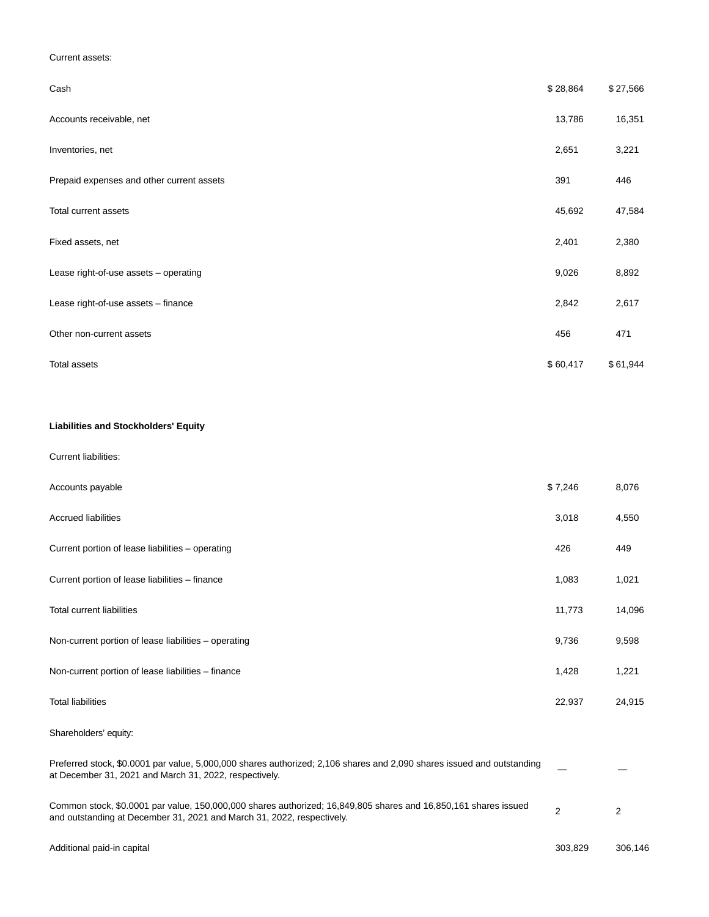| | | |
|---|---|---|
| Current assets: | | |
| Cash | $ 28,864 | $ 27,566 |
| Accounts receivable, net | 13,786 | 16,351 |
| Inventories, net | 2,651 | 3,221 |
| Prepaid expenses and other current assets | 391 | 446 |
| Total current assets | 45,692 | 47,584 |
| Fixed assets, net | 2,401 | 2,380 |
| Lease right-of-use assets – operating | 9,026 | 8,892 |
| Lease right-of-use assets – finance | 2,842 | 2,617 |
| Other non-current assets | 456 | 471 |
| Total assets | $ 60,417 | $ 61,944 |
| | | |
| **Liabilities and Stockholders' Equity** | | |
| Current liabilities: | | |
| Accounts payable | $ 7,246 | 8,076 |
| Accrued liabilities | 3,018 | 4,550 |
| Current portion of lease liabilities – operating | 426 | 449 |
| Current portion of lease liabilities – finance | 1,083 | 1,021 |
| Total current liabilities | 11,773 | 14,096 |
| Non-current portion of lease liabilities – operating | 9,736 | 9,598 |
| Non-current portion of lease liabilities – finance | 1,428 | 1,221 |
| Total liabilities | 22,937 | 24,915 |
| Shareholders' equity: | | |
| Preferred stock, $0.0001 par value, 5,000,000 shares authorized; 2,106 shares and 2,090 shares issued and outstanding at December 31, 2021 and March 31, 2022, respectively. | — | — |
| Common stock, $0.0001 par value, 150,000,000 shares authorized; 16,849,805 shares and 16,850,161 shares issued and outstanding at December 31, 2021 and March 31, 2022, respectively. | 2 | 2 |
| Additional paid-in capital | 303,829 | 306,146 |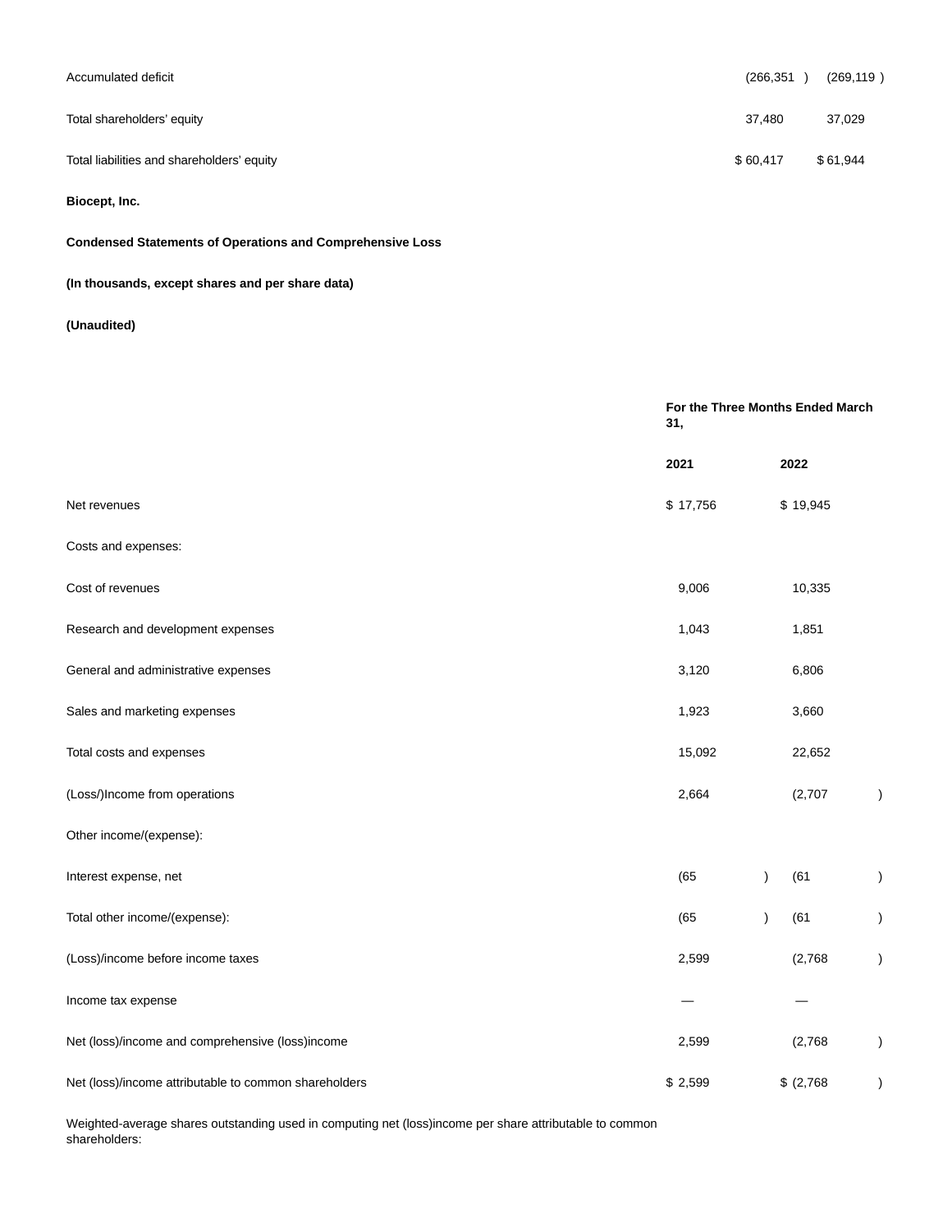| | | |
|---|---|---|
| Accumulated deficit | (266,351) | (269,119) |
| Total shareholders' equity | 37,480 | 37,029 |
| Total liabilities and shareholders' equity | $ 60,417 | $ 61,944 |

**Biocept, Inc.**

**Condensed Statements of Operations and Comprehensive Loss**

**(In thousands, except shares and per share data)**

**(Unaudited)**

| | For the Three Months Ended March 31, | |
|---|---|---|
| | 2021 | 2022 |
| Net revenues | $ 17,756 | $ 19,945 |
| Costs and expenses: | | |
| Cost of revenues | 9,006 | 10,335 |
| Research and development expenses | 1,043 | 1,851 |
| General and administrative expenses | 3,120 | 6,806 |
| Sales and marketing expenses | 1,923 | 3,660 |
| Total costs and expenses | 15,092 | 22,652 |
| (Loss/)Income from operations | 2,664 | (2,707) |
| Other income/(expense): | | |
| Interest expense, net | (65) | (61) |
| Total other income/(expense): | (65) | (61) |
| (Loss)/income before income taxes | 2,599 | (2,768) |
| Income tax expense | — | — |
| Net (loss)/income and comprehensive (loss)income | 2,599 | (2,768) |
| Net (loss)/income attributable to common shareholders | $ 2,599 | $ (2,768) |
| Weighted-average shares outstanding used in computing net (loss)income per share attributable to common shareholders: | | |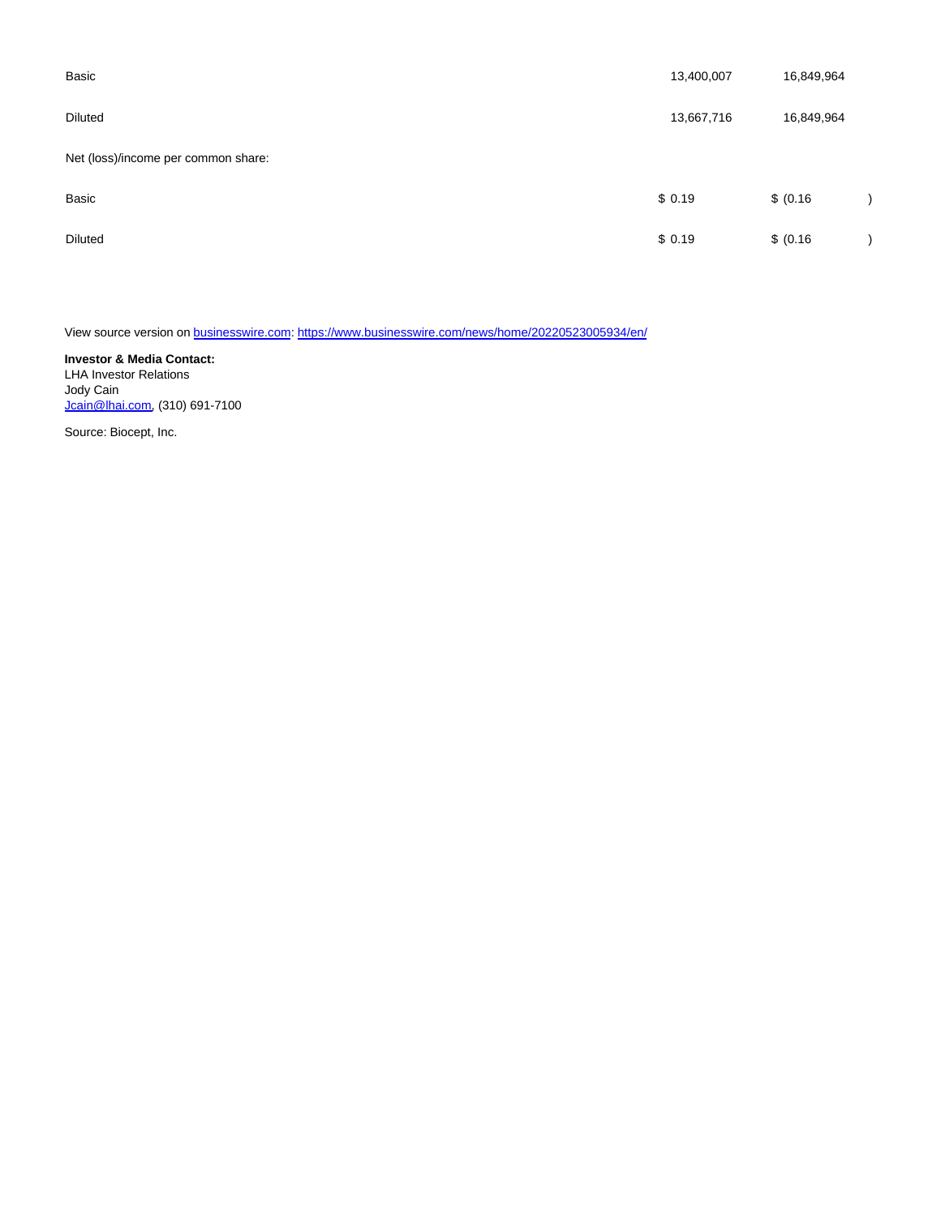| | | |
|---|---|---|
| Basic | 13,400,007 | 16,849,964 |
| Diluted | 13,667,716 | 16,849,964 |
| Net (loss)/income per common share: | | |
| Basic | $ 0.19 | $ (0.16) |
| Diluted | $ 0.19 | $ (0.16) |

View source version on businesswire.com: https://www.businesswire.com/news/home/20220523005934/en/

**Investor & Media Contact:**
LHA Investor Relations
Jody Cain
Jcain@lhai.com, (310) 691-7100

Source: Biocept, Inc.